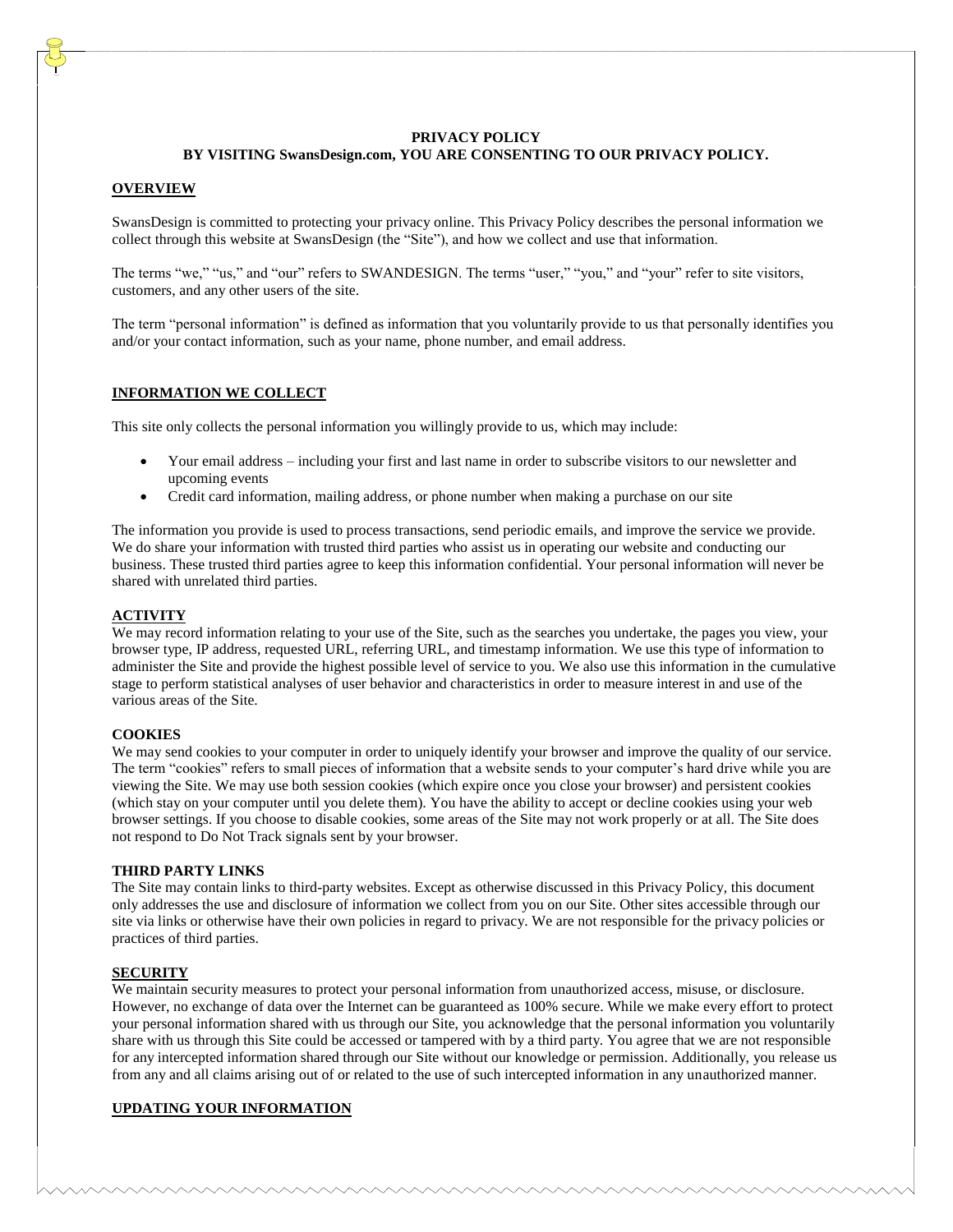**PRIVACY POLICY**

**BY VISITING SwansDesign.com, YOU ARE CONSENTING TO OUR PRIVACY POLICY.**

## OVERVIEW

SwansDesign is committed to protecting your privacy online. This Privacy Policy describes the personal information we collect through this website at SwansDesign (the "Site"), and how we collect and use that information.

The terms "we," "us," and "our" refers to SWANDESIGN. The terms "user," "you," and "your" refer to site visitors, customers, and any other users of the site.

The term "personal information" is defined as information that you voluntarily provide to us that personally identifies you and/or your contact information, such as your name, phone number, and email address.

## INFORMATION WE COLLECT

This site only collects the personal information you willingly provide to us, which may include:

- Your email address – including your first and last name in order to subscribe visitors to our newsletter and upcoming events
- Credit card information, mailing address, or phone number when making a purchase on our site

The information you provide is used to process transactions, send periodic emails, and improve the service we provide. We do share your information with trusted third parties who assist us in operating our website and conducting our business. These trusted third parties agree to keep this information confidential. Your personal information will never be shared with unrelated third parties.

## ACTIVITY

We may record information relating to your use of the Site, such as the searches you undertake, the pages you view, your browser type, IP address, requested URL, referring URL, and timestamp information. We use this type of information to administer the Site and provide the highest possible level of service to you. We also use this information in the cumulative stage to perform statistical analyses of user behavior and characteristics in order to measure interest in and use of the various areas of the Site.

## COOKIES

We may send cookies to your computer in order to uniquely identify your browser and improve the quality of our service. The term "cookies" refers to small pieces of information that a website sends to your computer's hard drive while you are viewing the Site. We may use both session cookies (which expire once you close your browser) and persistent cookies (which stay on your computer until you delete them). You have the ability to accept or decline cookies using your web browser settings. If you choose to disable cookies, some areas of the Site may not work properly or at all. The Site does not respond to Do Not Track signals sent by your browser.

## THIRD PARTY LINKS

The Site may contain links to third-party websites. Except as otherwise discussed in this Privacy Policy, this document only addresses the use and disclosure of information we collect from you on our Site. Other sites accessible through our site via links or otherwise have their own policies in regard to privacy. We are not responsible for the privacy policies or practices of third parties.

## SECURITY

We maintain security measures to protect your personal information from unauthorized access, misuse, or disclosure. However, no exchange of data over the Internet can be guaranteed as 100% secure. While we make every effort to protect your personal information shared with us through our Site, you acknowledge that the personal information you voluntarily share with us through this Site could be accessed or tampered with by a third party. You agree that we are not responsible for any intercepted information shared through our Site without our knowledge or permission. Additionally, you release us from any and all claims arising out of or related to the use of such intercepted information in any unauthorized manner.

## UPDATING YOUR INFORMATION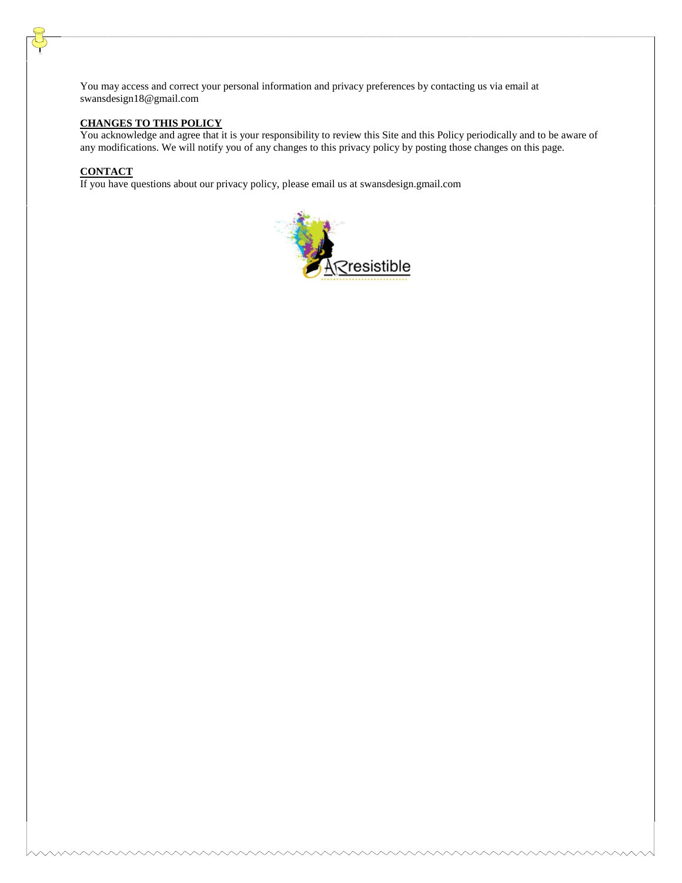You may access and correct your personal information and privacy preferences by contacting us via email at swansdesign18@gmail.com

**CHANGES TO THIS POLICY**

You acknowledge and agree that it is your responsibility to review this Site and this Policy periodically and to be aware of any modifications. We will notify you of any changes to this privacy policy by posting those changes on this page.

**CONTACT**

If you have questions about our privacy policy, please email us at swansdesign.gmail.com